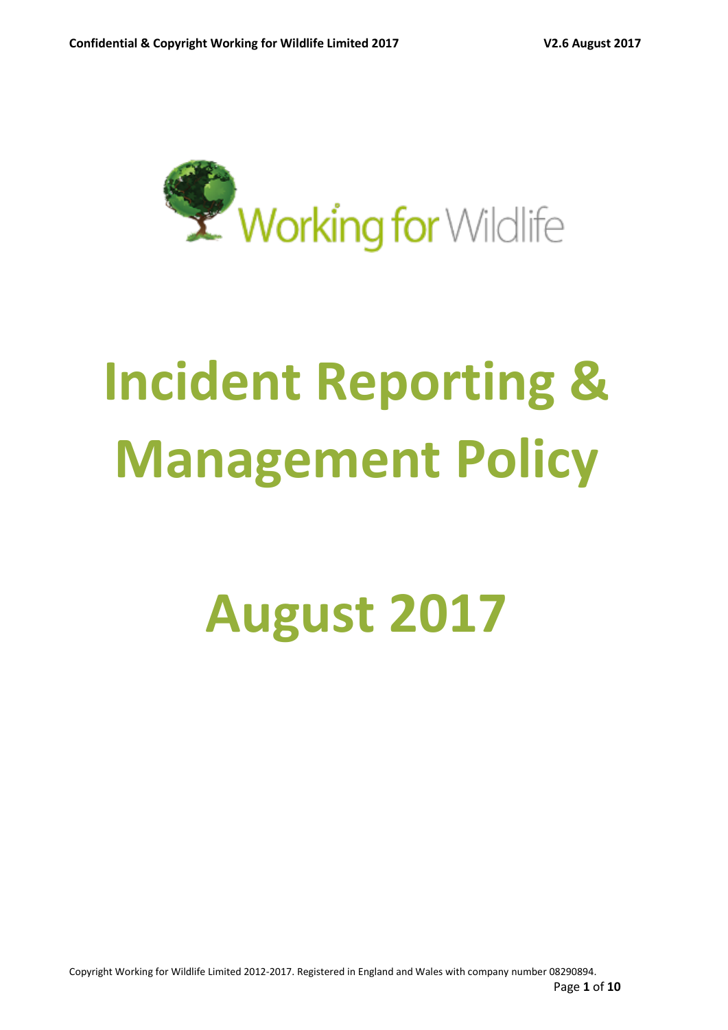Working for Wildlife

# Incident Reporting & Management Policy

# August 2017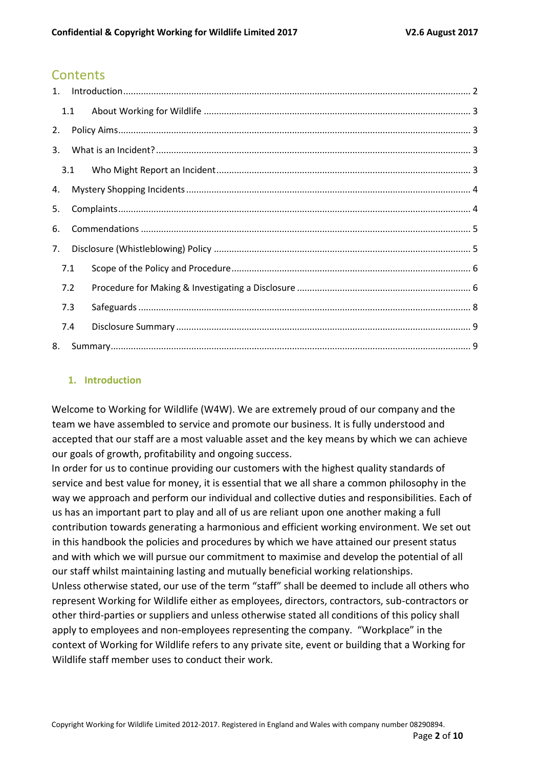# Contents

1. Introduction ........ 2
   - 1.1 About Working for Wildlife ........ 3
2. Policy Aims ........ 3
3. What is an Incident? ........ 3
   - 3.1 Who Might Report an Incident ........ 3
4. Mystery Shopping Incidents ........ 4
5. Complaints ........ 4
6. Commendations ........ 5
7. Disclosure (Whistleblowing) Policy ........ 5
   - 7.1 Scope of the Policy and Procedure ........ 6
   - 7.2 Procedure for Making & Investigating a Disclosure ........ 6
   - 7.3 Safeguards ........ 8
   - 7.4 Disclosure Summary ........ 9
8. Summary ........ 9

## 1. Introduction

Welcome to Working for Wildlife (W4W). We are extremely proud of our company and the team we have assembled to service and promote our business. It is fully understood and accepted that our staff are a most valuable asset and the key means by which we can achieve our goals of growth, profitability and ongoing success.

In order for us to continue providing our customers with the highest quality standards of service and best value for money, it is essential that we all share a common philosophy in the way we approach and perform our individual and collective duties and responsibilities. Each of us has an important part to play and all of us are reliant upon one another making a full contribution towards generating a harmonious and efficient working environment. We set out in this handbook the policies and procedures by which we have attained our present status and with which we will pursue our commitment to maximise and develop the potential of all our staff whilst maintaining lasting and mutually beneficial working relationships.

Unless otherwise stated, our use of the term "staff" shall be deemed to include all others who represent Working for Wildlife either as employees, directors, contractors, sub-contractors or other third-parties or suppliers and unless otherwise stated all conditions of this policy shall apply to employees and non-employees representing the company. "Workplace" in the context of Working for Wildlife refers to any private site, event or building that a Working for Wildlife staff member uses to conduct their work.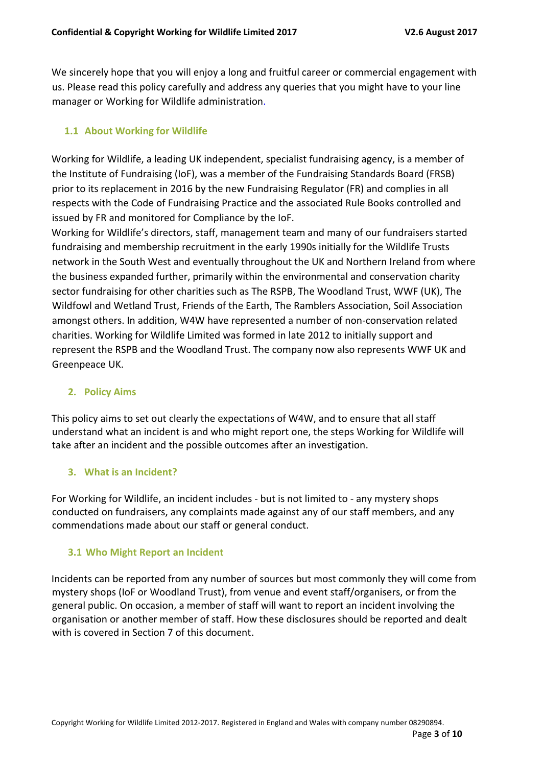We sincerely hope that you will enjoy a long and fruitful career or commercial engagement with us. Please read this policy carefully and address any queries that you might have to your line manager or Working for Wildlife administration.

### 1.1 About Working for Wildlife

Working for Wildlife, a leading UK independent, specialist fundraising agency, is a member of the Institute of Fundraising (IoF), was a member of the Fundraising Standards Board (FRSB) prior to its replacement in 2016 by the new Fundraising Regulator (FR) and complies in all respects with the Code of Fundraising Practice and the associated Rule Books controlled and issued by FR and monitored for Compliance by the IoF.

Working for Wildlife's directors, staff, management team and many of our fundraisers started fundraising and membership recruitment in the early 1990s initially for the Wildlife Trusts network in the South West and eventually throughout the UK and Northern Ireland from where the business expanded further, primarily within the environmental and conservation charity sector fundraising for other charities such as The RSPB, The Woodland Trust, WWF (UK), The Wildfowl and Wetland Trust, Friends of the Earth, The Ramblers Association, Soil Association amongst others. In addition, W4W have represented a number of non-conservation related charities. Working for Wildlife Limited was formed in late 2012 to initially support and represent the RSPB and the Woodland Trust. The company now also represents WWF UK and Greenpeace UK.

## 2. Policy Aims

This policy aims to set out clearly the expectations of W4W, and to ensure that all staff understand what an incident is and who might report one, the steps Working for Wildlife will take after an incident and the possible outcomes after an investigation.

## 3. What is an Incident?

For Working for Wildlife, an incident includes - but is not limited to - any mystery shops conducted on fundraisers, any complaints made against any of our staff members, and any commendations made about our staff or general conduct.

### 3.1 Who Might Report an Incident

Incidents can be reported from any number of sources but most commonly they will come from mystery shops (IoF or Woodland Trust), from venue and event staff/organisers, or from the general public. On occasion, a member of staff will want to report an incident involving the organisation or another member of staff. How these disclosures should be reported and dealt with is covered in Section 7 of this document.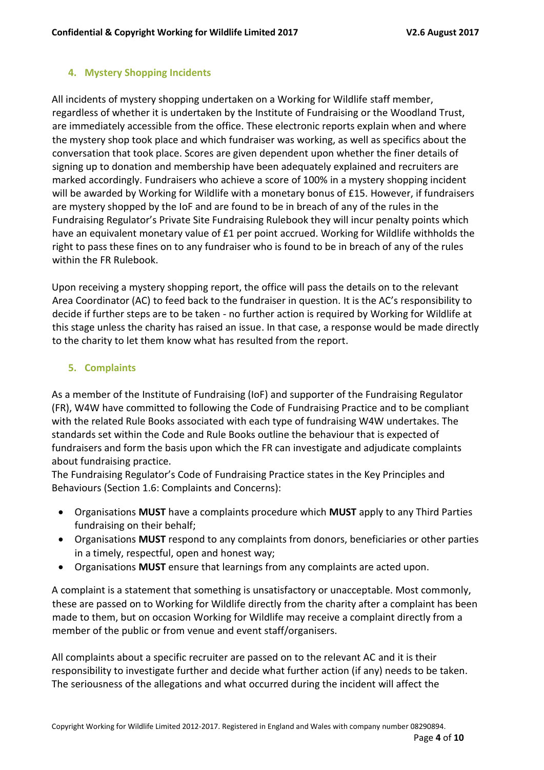## 4. Mystery Shopping Incidents

All incidents of mystery shopping undertaken on a Working for Wildlife staff member, regardless of whether it is undertaken by the Institute of Fundraising or the Woodland Trust, are immediately accessible from the office. These electronic reports explain when and where the mystery shop took place and which fundraiser was working, as well as specifics about the conversation that took place. Scores are given dependent upon whether the finer details of signing up to donation and membership have been adequately explained and recruiters are marked accordingly. Fundraisers who achieve a score of 100% in a mystery shopping incident will be awarded by Working for Wildlife with a monetary bonus of £15. However, if fundraisers are mystery shopped by the IoF and are found to be in breach of any of the rules in the Fundraising Regulator's Private Site Fundraising Rulebook they will incur penalty points which have an equivalent monetary value of £1 per point accrued. Working for Wildlife withholds the right to pass these fines on to any fundraiser who is found to be in breach of any of the rules within the FR Rulebook.

Upon receiving a mystery shopping report, the office will pass the details on to the relevant Area Coordinator (AC) to feed back to the fundraiser in question. It is the AC's responsibility to decide if further steps are to be taken - no further action is required by Working for Wildlife at this stage unless the charity has raised an issue. In that case, a response would be made directly to the charity to let them know what has resulted from the report.

## 5. Complaints

As a member of the Institute of Fundraising (IoF) and supporter of the Fundraising Regulator (FR), W4W have committed to following the Code of Fundraising Practice and to be compliant with the related Rule Books associated with each type of fundraising W4W undertakes. The standards set within the Code and Rule Books outline the behaviour that is expected of fundraisers and form the basis upon which the FR can investigate and adjudicate complaints about fundraising practice.
The Fundraising Regulator's Code of Fundraising Practice states in the Key Principles and Behaviours (Section 1.6: Complaints and Concerns):

- Organisations **MUST** have a complaints procedure which **MUST** apply to any Third Parties fundraising on their behalf;
- Organisations **MUST** respond to any complaints from donors, beneficiaries or other parties in a timely, respectful, open and honest way;
- Organisations **MUST** ensure that learnings from any complaints are acted upon.

A complaint is a statement that something is unsatisfactory or unacceptable. Most commonly, these are passed on to Working for Wildlife directly from the charity after a complaint has been made to them, but on occasion Working for Wildlife may receive a complaint directly from a member of the public or from venue and event staff/organisers.

All complaints about a specific recruiter are passed on to the relevant AC and it is their responsibility to investigate further and decide what further action (if any) needs to be taken. The seriousness of the allegations and what occurred during the incident will affect the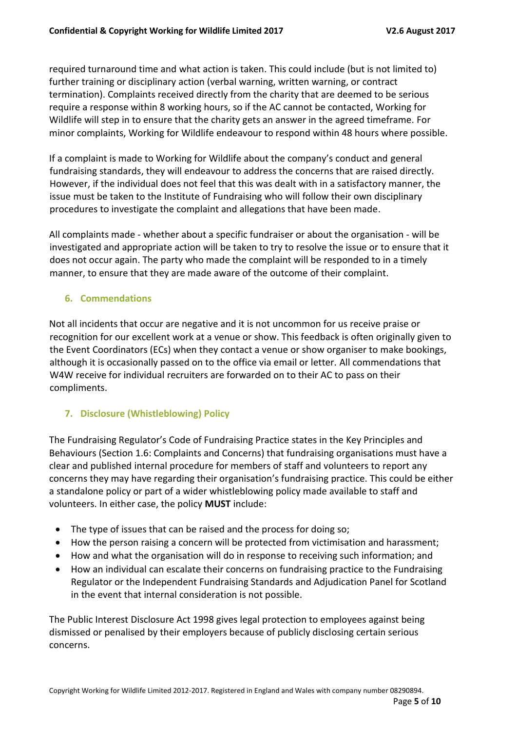required turnaround time and what action is taken. This could include (but is not limited to) further training or disciplinary action (verbal warning, written warning, or contract termination). Complaints received directly from the charity that are deemed to be serious require a response within 8 working hours, so if the AC cannot be contacted, Working for Wildlife will step in to ensure that the charity gets an answer in the agreed timeframe. For minor complaints, Working for Wildlife endeavour to respond within 48 hours where possible.

If a complaint is made to Working for Wildlife about the company's conduct and general fundraising standards, they will endeavour to address the concerns that are raised directly. However, if the individual does not feel that this was dealt with in a satisfactory manner, the issue must be taken to the Institute of Fundraising who will follow their own disciplinary procedures to investigate the complaint and allegations that have been made.

All complaints made - whether about a specific fundraiser or about the organisation - will be investigated and appropriate action will be taken to try to resolve the issue or to ensure that it does not occur again. The party who made the complaint will be responded to in a timely manner, to ensure that they are made aware of the outcome of their complaint.

## 6. Commendations

Not all incidents that occur are negative and it is not uncommon for us receive praise or recognition for our excellent work at a venue or show. This feedback is often originally given to the Event Coordinators (ECs) when they contact a venue or show organiser to make bookings, although it is occasionally passed on to the office via email or letter. All commendations that W4W receive for individual recruiters are forwarded on to their AC to pass on their compliments.

## 7. Disclosure (Whistleblowing) Policy

The Fundraising Regulator's Code of Fundraising Practice states in the Key Principles and Behaviours (Section 1.6: Complaints and Concerns) that fundraising organisations must have a clear and published internal procedure for members of staff and volunteers to report any concerns they may have regarding their organisation's fundraising practice. This could be either a standalone policy or part of a wider whistleblowing policy made available to staff and volunteers. In either case, the policy **MUST** include:

- The type of issues that can be raised and the process for doing so;
- How the person raising a concern will be protected from victimisation and harassment;
- How and what the organisation will do in response to receiving such information; and
- How an individual can escalate their concerns on fundraising practice to the Fundraising Regulator or the Independent Fundraising Standards and Adjudication Panel for Scotland in the event that internal consideration is not possible.

The Public Interest Disclosure Act 1998 gives legal protection to employees against being dismissed or penalised by their employers because of publicly disclosing certain serious concerns.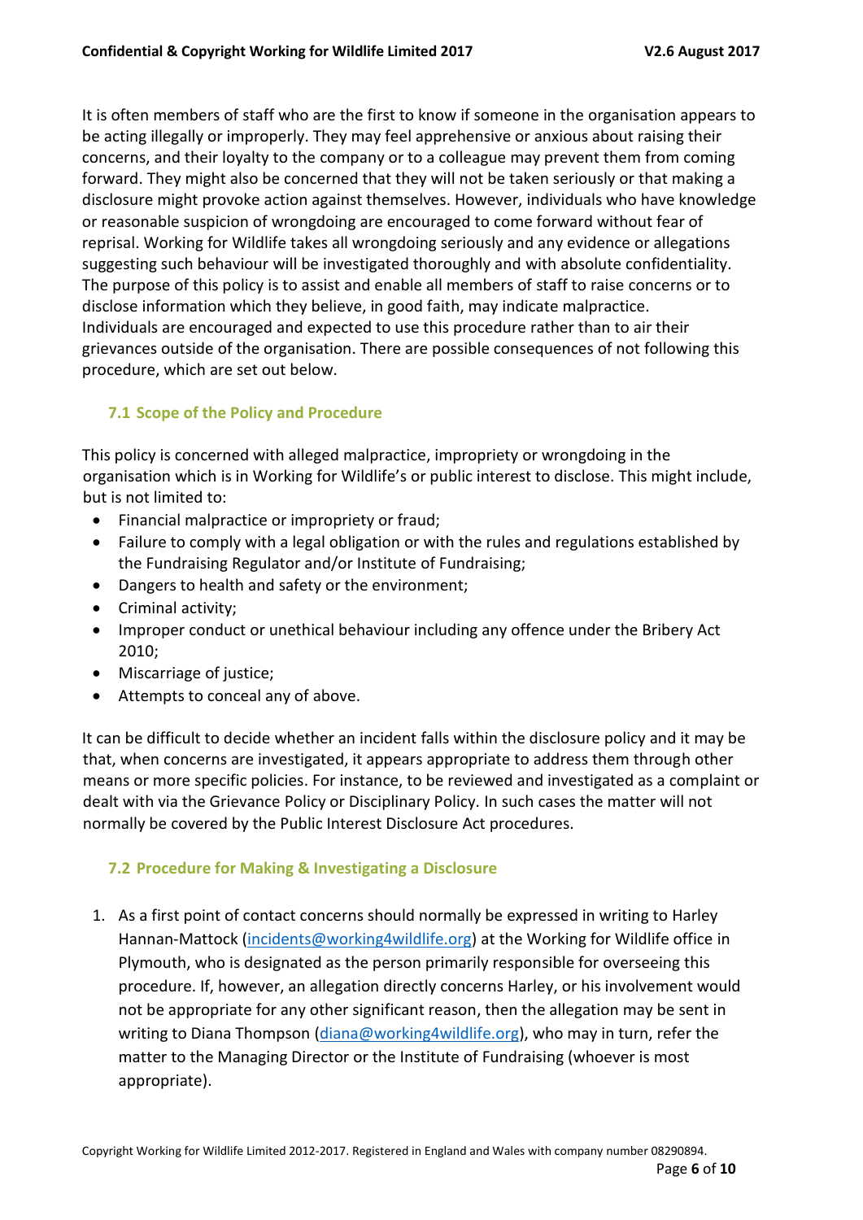It is often members of staff who are the first to know if someone in the organisation appears to be acting illegally or improperly. They may feel apprehensive or anxious about raising their concerns, and their loyalty to the company or to a colleague may prevent them from coming forward. They might also be concerned that they will not be taken seriously or that making a disclosure might provoke action against themselves. However, individuals who have knowledge or reasonable suspicion of wrongdoing are encouraged to come forward without fear of reprisal. Working for Wildlife takes all wrongdoing seriously and any evidence or allegations suggesting such behaviour will be investigated thoroughly and with absolute confidentiality. The purpose of this policy is to assist and enable all members of staff to raise concerns or to disclose information which they believe, in good faith, may indicate malpractice. Individuals are encouraged and expected to use this procedure rather than to air their grievances outside of the organisation. There are possible consequences of not following this procedure, which are set out below.

### 7.1 Scope of the Policy and Procedure

This policy is concerned with alleged malpractice, impropriety or wrongdoing in the organisation which is in Working for Wildlife's or public interest to disclose. This might include, but is not limited to:

- Financial malpractice or impropriety or fraud;
- Failure to comply with a legal obligation or with the rules and regulations established by the Fundraising Regulator and/or Institute of Fundraising;
- Dangers to health and safety or the environment;
- Criminal activity;
- Improper conduct or unethical behaviour including any offence under the Bribery Act 2010;
- Miscarriage of justice;
- Attempts to conceal any of above.

It can be difficult to decide whether an incident falls within the disclosure policy and it may be that, when concerns are investigated, it appears appropriate to address them through other means or more specific policies. For instance, to be reviewed and investigated as a complaint or dealt with via the Grievance Policy or Disciplinary Policy. In such cases the matter will not normally be covered by the Public Interest Disclosure Act procedures.

### 7.2 Procedure for Making & Investigating a Disclosure

1. As a first point of contact concerns should normally be expressed in writing to Harley Hannan-Mattock (incidents@working4wildlife.org) at the Working for Wildlife office in Plymouth, who is designated as the person primarily responsible for overseeing this procedure. If, however, an allegation directly concerns Harley, or his involvement would not be appropriate for any other significant reason, then the allegation may be sent in writing to Diana Thompson (diana@working4wildlife.org), who may in turn, refer the matter to the Managing Director or the Institute of Fundraising (whoever is most appropriate).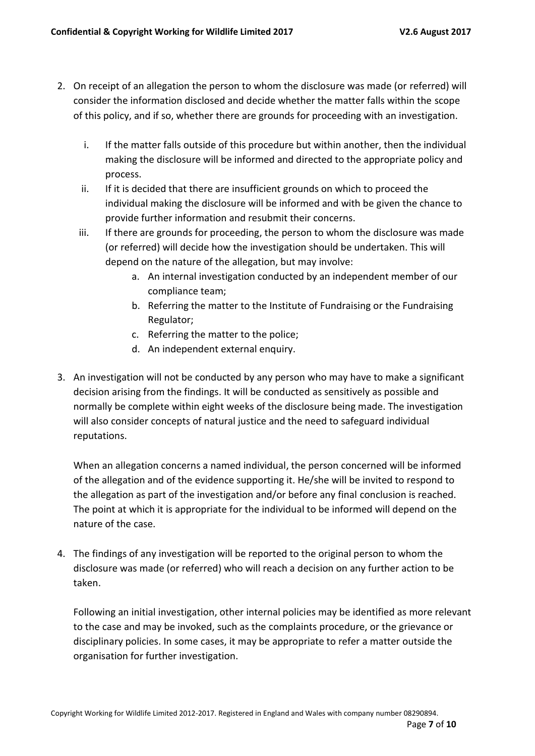2. On receipt of an allegation the person to whom the disclosure was made (or referred) will consider the information disclosed and decide whether the matter falls within the scope of this policy, and if so, whether there are grounds for proceeding with an investigation.

    i. If the matter falls outside of this procedure but within another, then the individual making the disclosure will be informed and directed to the appropriate policy and process.

    ii. If it is decided that there are insufficient grounds on which to proceed the individual making the disclosure will be informed and with be given the chance to provide further information and resubmit their concerns.

    iii. If there are grounds for proceeding, the person to whom the disclosure was made (or referred) will decide how the investigation should be undertaken. This will depend on the nature of the allegation, but may involve:

        a. An internal investigation conducted by an independent member of our compliance team;
        b. Referring the matter to the Institute of Fundraising or the Fundraising Regulator;
        c. Referring the matter to the police;
        d. An independent external enquiry.

3. An investigation will not be conducted by any person who may have to make a significant decision arising from the findings. It will be conducted as sensitively as possible and normally be complete within eight weeks of the disclosure being made. The investigation will also consider concepts of natural justice and the need to safeguard individual reputations.

   When an allegation concerns a named individual, the person concerned will be informed of the allegation and of the evidence supporting it. He/she will be invited to respond to the allegation as part of the investigation and/or before any final conclusion is reached. The point at which it is appropriate for the individual to be informed will depend on the nature of the case.

4. The findings of any investigation will be reported to the original person to whom the disclosure was made (or referred) who will reach a decision on any further action to be taken.

   Following an initial investigation, other internal policies may be identified as more relevant to the case and may be invoked, such as the complaints procedure, or the grievance or disciplinary policies. In some cases, it may be appropriate to refer a matter outside the organisation for further investigation.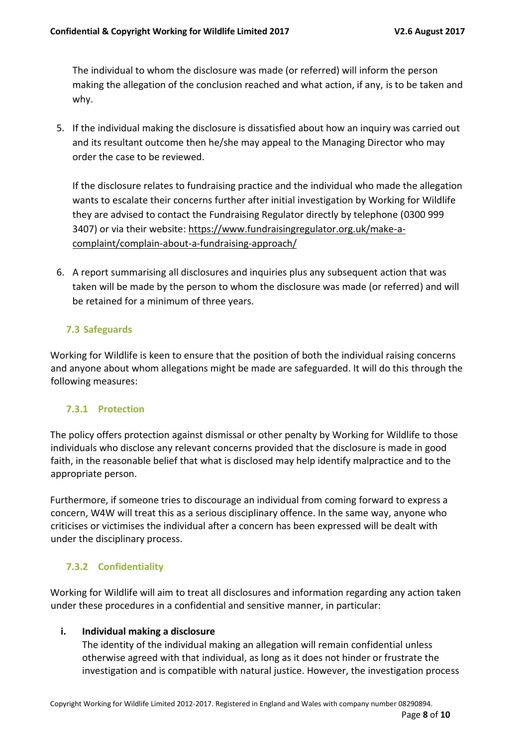The individual to whom the disclosure was made (or referred) will inform the person making the allegation of the conclusion reached and what action, if any, is to be taken and why.

5. If the individual making the disclosure is dissatisfied about how an inquiry was carried out and its resultant outcome then he/she may appeal to the Managing Director who may order the case to be reviewed.

   If the disclosure relates to fundraising practice and the individual who made the allegation wants to escalate their concerns further after initial investigation by Working for Wildlife they are advised to contact the Fundraising Regulator directly by telephone (0300 999 3407) or via their website: https://www.fundraisingregulator.org.uk/make-a-complaint/complain-about-a-fundraising-approach/

6. A report summarising all disclosures and inquiries plus any subsequent action that was taken will be made by the person to whom the disclosure was made (or referred) and will be retained for a minimum of three years.

### 7.3 Safeguards

Working for Wildlife is keen to ensure that the position of both the individual raising concerns and anyone about whom allegations might be made are safeguarded. It will do this through the following measures:

#### 7.3.1 Protection

The policy offers protection against dismissal or other penalty by Working for Wildlife to those individuals who disclose any relevant concerns provided that the disclosure is made in good faith, in the reasonable belief that what is disclosed may help identify malpractice and to the appropriate person.

Furthermore, if someone tries to discourage an individual from coming forward to express a concern, W4W will treat this as a serious disciplinary offence. In the same way, anyone who criticises or victimises the individual after a concern has been expressed will be dealt with under the disciplinary process.

#### 7.3.2 Confidentiality

Working for Wildlife will aim to treat all disclosures and information regarding any action taken under these procedures in a confidential and sensitive manner, in particular:

i. **Individual making a disclosure**
   The identity of the individual making an allegation will remain confidential unless otherwise agreed with that individual, as long as it does not hinder or frustrate the investigation and is compatible with natural justice. However, the investigation process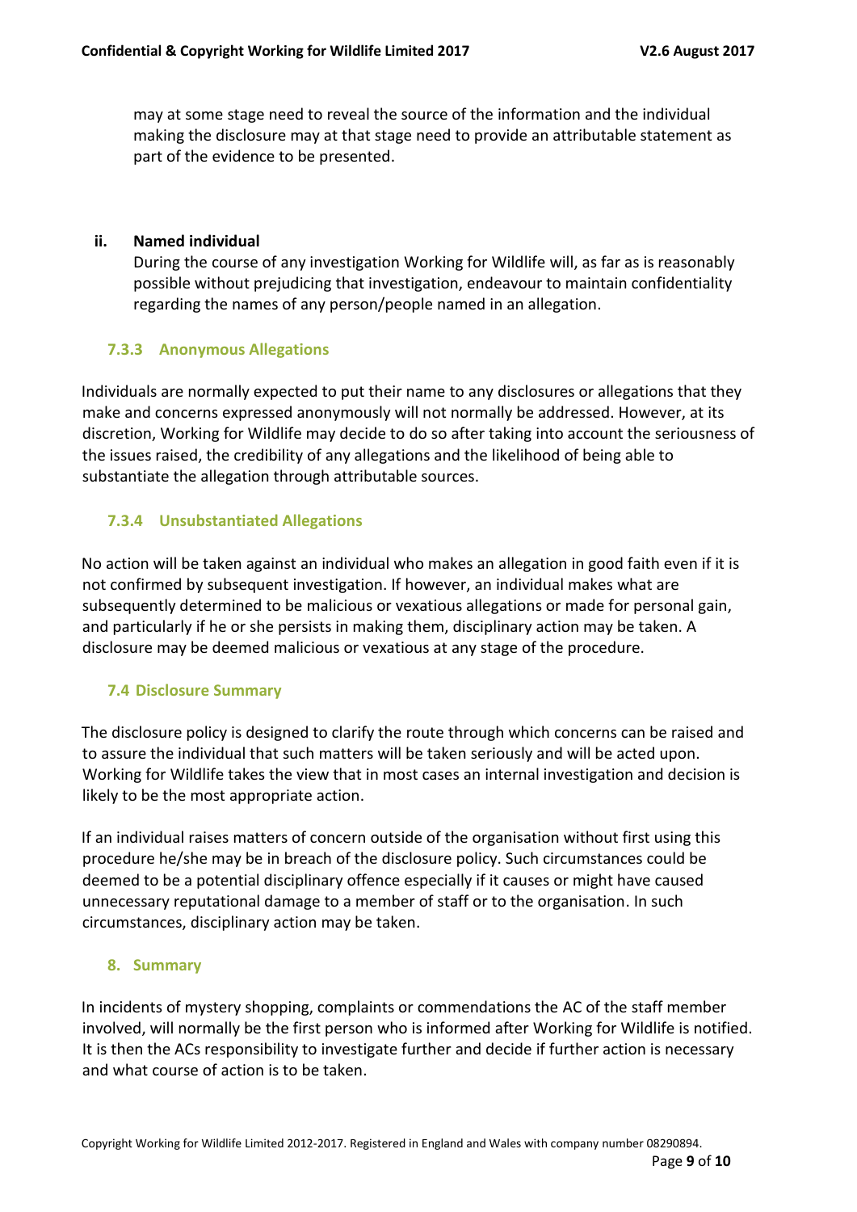may at some stage need to reveal the source of the information and the individual making the disclosure may at that stage need to provide an attributable statement as part of the evidence to be presented.

**ii. Named individual**

During the course of any investigation Working for Wildlife will, as far as is reasonably possible without prejudicing that investigation, endeavour to maintain confidentiality regarding the names of any person/people named in an allegation.

### 7.3.3 Anonymous Allegations

Individuals are normally expected to put their name to any disclosures or allegations that they make and concerns expressed anonymously will not normally be addressed. However, at its discretion, Working for Wildlife may decide to do so after taking into account the seriousness of the issues raised, the credibility of any allegations and the likelihood of being able to substantiate the allegation through attributable sources.

### 7.3.4 Unsubstantiated Allegations

No action will be taken against an individual who makes an allegation in good faith even if it is not confirmed by subsequent investigation. If however, an individual makes what are subsequently determined to be malicious or vexatious allegations or made for personal gain, and particularly if he or she persists in making them, disciplinary action may be taken. A disclosure may be deemed malicious or vexatious at any stage of the procedure.

## 7.4 Disclosure Summary

The disclosure policy is designed to clarify the route through which concerns can be raised and to assure the individual that such matters will be taken seriously and will be acted upon. Working for Wildlife takes the view that in most cases an internal investigation and decision is likely to be the most appropriate action.

If an individual raises matters of concern outside of the organisation without first using this procedure he/she may be in breach of the disclosure policy. Such circumstances could be deemed to be a potential disciplinary offence especially if it causes or might have caused unnecessary reputational damage to a member of staff or to the organisation. In such circumstances, disciplinary action may be taken.

## 8. Summary

In incidents of mystery shopping, complaints or commendations the AC of the staff member involved, will normally be the first person who is informed after Working for Wildlife is notified. It is then the ACs responsibility to investigate further and decide if further action is necessary and what course of action is to be taken.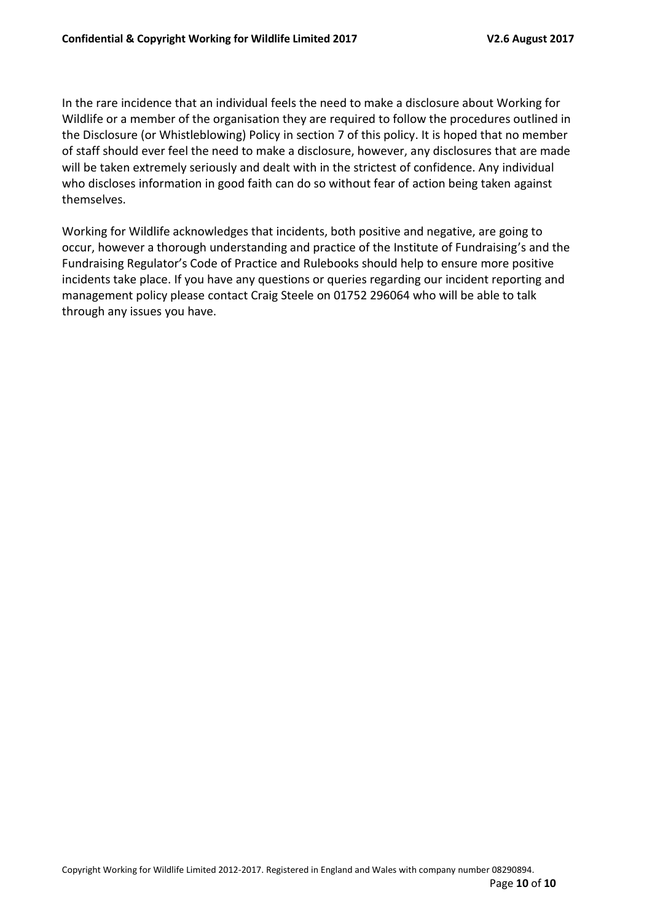In the rare incidence that an individual feels the need to make a disclosure about Working for Wildlife or a member of the organisation they are required to follow the procedures outlined in the Disclosure (or Whistleblowing) Policy in section 7 of this policy. It is hoped that no member of staff should ever feel the need to make a disclosure, however, any disclosures that are made will be taken extremely seriously and dealt with in the strictest of confidence. Any individual who discloses information in good faith can do so without fear of action being taken against themselves.

Working for Wildlife acknowledges that incidents, both positive and negative, are going to occur, however a thorough understanding and practice of the Institute of Fundraising's and the Fundraising Regulator's Code of Practice and Rulebooks should help to ensure more positive incidents take place. If you have any questions or queries regarding our incident reporting and management policy please contact Craig Steele on 01752 296064 who will be able to talk through any issues you have.